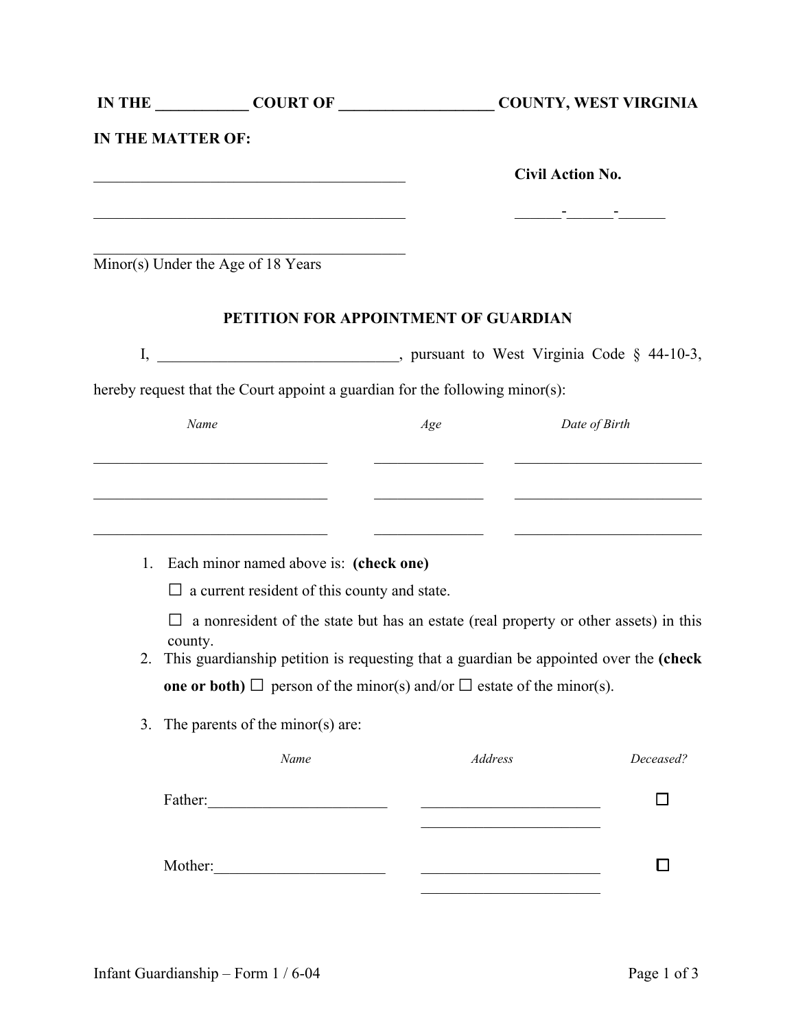**IN THE ___________ COURT OF ___________________ COUNTY, WEST VIRGINIA**

**IN THE MATTER OF:**

_________________________________________ **Civil Action No.**

_________________________________________ ______-______-______

_________________________________________
Minor(s) Under the Age of 18 Years

**PETITION FOR APPOINTMENT OF GUARDIAN**

I, _______________________________, pursuant to West Virginia Code § 44-10-3, hereby request that the Court appoint a guardian for the following minor(s):

| *Name* | *Age* | *Date of Birth* |
|---|---|---|
| _______________________________ | ______________ | _________________________ |
| _______________________________ | ______________ | _________________________ |
| _______________________________ | ______________ | _________________________ |

1. Each minor named above is: **(check one)**

   ☐ a current resident of this county and state.

   ☐ a nonresident of the state but has an estate (real property or other assets) in this county.

2. This guardianship petition is requesting that a guardian be appointed over the **(check one or both)** ☐ person of the minor(s) and/or ☐ estate of the minor(s).

3. The parents of the minor(s) are:

| | *Name* | *Address* | *Deceased?* |
|---|---|---|---|
| Father: | _______________________ | _______________________ _______________________ | ☐ |
| Mother: | _______________________ | _______________________ _______________________ | ☐ |

Infant Guardianship – Form 1 / 6-04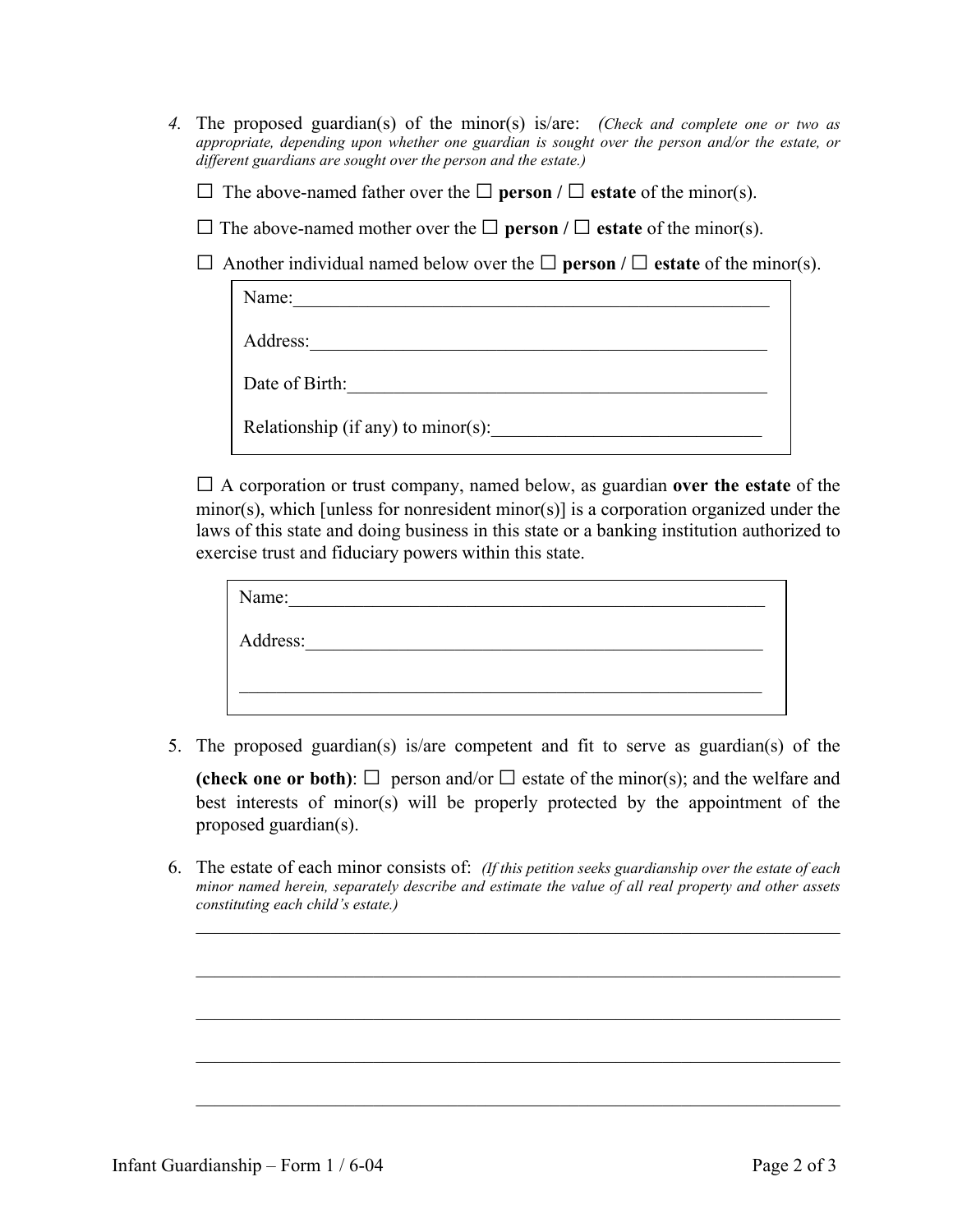4. The proposed guardian(s) of the minor(s) is/are: *(Check and complete one or two as appropriate, depending upon whether one guardian is sought over the person and/or the estate, or different guardians are sought over the person and the estate.)*

   ☐ The above-named father over the ☐ **person /** ☐ **estate** of the minor(s).

   ☐ The above-named mother over the ☐ **person /** ☐ **estate** of the minor(s).

   ☐ Another individual named below over the ☐ **person /** ☐ **estate** of the minor(s).

   Name:\_\_\_\_\_\_\_\_\_\_\_\_\_\_\_\_\_\_\_\_\_\_\_\_\_\_\_\_\_\_\_\_\_\_\_\_\_\_\_\_\_\_\_\_\_\_\_\_

   Address:\_\_\_\_\_\_\_\_\_\_\_\_\_\_\_\_\_\_\_\_\_\_\_\_\_\_\_\_\_\_\_\_\_\_\_\_\_\_\_\_\_\_\_\_\_\_

   Date of Birth:\_\_\_\_\_\_\_\_\_\_\_\_\_\_\_\_\_\_\_\_\_\_\_\_\_\_\_\_\_\_\_\_\_\_\_\_\_\_\_\_\_

   Relationship (if any) to minor(s):\_\_\_\_\_\_\_\_\_\_\_\_\_\_\_\_\_\_\_\_\_\_\_\_\_\_

   ☐ A corporation or trust company, named below, as guardian **over the estate** of the minor(s), which [unless for nonresident minor(s)] is a corporation organized under the laws of this state and doing business in this state or a banking institution authorized to exercise trust and fiduciary powers within this state.

   Name:\_\_\_\_\_\_\_\_\_\_\_\_\_\_\_\_\_\_\_\_\_\_\_\_\_\_\_\_\_\_\_\_\_\_\_\_\_\_\_\_\_\_\_\_\_\_\_\_

   Address:\_\_\_\_\_\_\_\_\_\_\_\_\_\_\_\_\_\_\_\_\_\_\_\_\_\_\_\_\_\_\_\_\_\_\_\_\_\_\_\_\_\_\_\_\_\_

   \_\_\_\_\_\_\_\_\_\_\_\_\_\_\_\_\_\_\_\_\_\_\_\_\_\_\_\_\_\_\_\_\_\_\_\_\_\_\_\_\_\_\_\_\_\_\_\_\_\_\_\_\_\_

5. The proposed guardian(s) is/are competent and fit to serve as guardian(s) of the **(check one or both)**: ☐ person and/or ☐ estate of the minor(s); and the welfare and best interests of minor(s) will be properly protected by the appointment of the proposed guardian(s).

6. The estate of each minor consists of: *(If this petition seeks guardianship over the estate of each minor named herein, separately describe and estimate the value of all real property and other assets constituting each child's estate.)*

   \_\_\_\_\_\_\_\_\_\_\_\_\_\_\_\_\_\_\_\_\_\_\_\_\_\_\_\_\_\_\_\_\_\_\_\_\_\_\_\_\_\_\_\_\_\_\_\_\_\_\_\_\_\_\_\_\_\_\_\_

   \_\_\_\_\_\_\_\_\_\_\_\_\_\_\_\_\_\_\_\_\_\_\_\_\_\_\_\_\_\_\_\_\_\_\_\_\_\_\_\_\_\_\_\_\_\_\_\_\_\_\_\_\_\_\_\_\_\_\_\_

   \_\_\_\_\_\_\_\_\_\_\_\_\_\_\_\_\_\_\_\_\_\_\_\_\_\_\_\_\_\_\_\_\_\_\_\_\_\_\_\_\_\_\_\_\_\_\_\_\_\_\_\_\_\_\_\_\_\_\_\_

   \_\_\_\_\_\_\_\_\_\_\_\_\_\_\_\_\_\_\_\_\_\_\_\_\_\_\_\_\_\_\_\_\_\_\_\_\_\_\_\_\_\_\_\_\_\_\_\_\_\_\_\_\_\_\_\_\_\_\_\_

   \_\_\_\_\_\_\_\_\_\_\_\_\_\_\_\_\_\_\_\_\_\_\_\_\_\_\_\_\_\_\_\_\_\_\_\_\_\_\_\_\_\_\_\_\_\_\_\_\_\_\_\_\_\_\_\_\_\_\_\_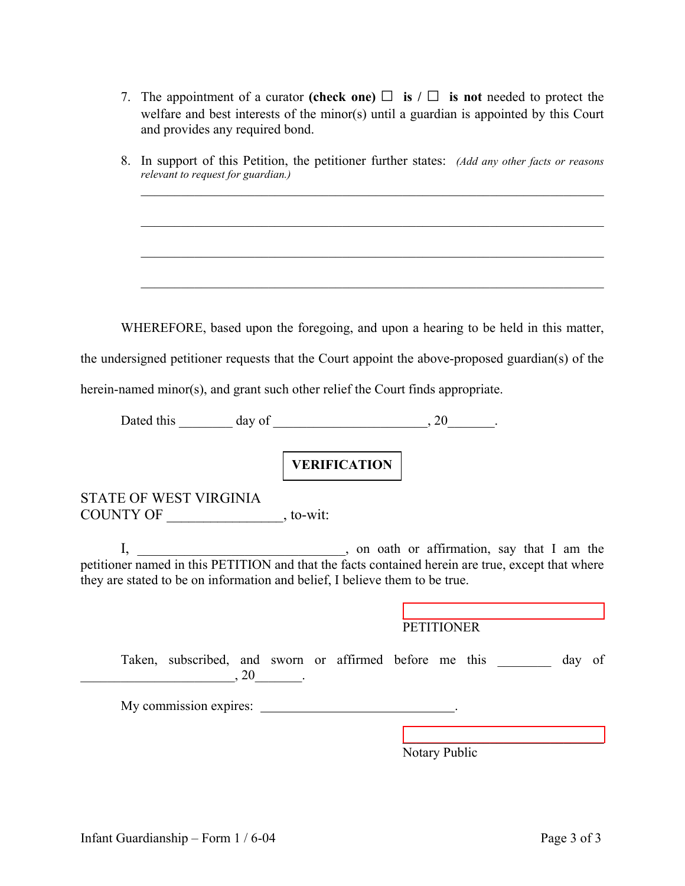7. The appointment of a curator **(check one)** ☐ **is** / ☐ **is not** needed to protect the welfare and best interests of the minor(s) until a guardian is appointed by this Court and provides any required bond.

8. In support of this Petition, the petitioner further states: *(Add any other facts or reasons relevant to request for guardian.)*

   ______________________________________________________________________

   ______________________________________________________________________

   ______________________________________________________________________

   ______________________________________________________________________

WHEREFORE, based upon the foregoing, and upon a hearing to be held in this matter, the undersigned petitioner requests that the Court appoint the above-proposed guardian(s) of the herein-named minor(s), and grant such other relief the Court finds appropriate.

Dated this ________ day of ______________________, 20_______.

## VERIFICATION

STATE OF WEST VIRGINIA
COUNTY OF ________________, to-wit:

I, ______________________________, on oath or affirmation, say that I am the petitioner named in this PETITION and that the facts contained herein are true, except that where they are stated to be on information and belief, I believe them to be true.

______________________________
PETITIONER

Taken, subscribed, and sworn or affirmed before me this ________ day of ______________________, 20_______.

My commission expires: ______________________________.

______________________________
Notary Public

Infant Guardianship – Form 1 / 6-04